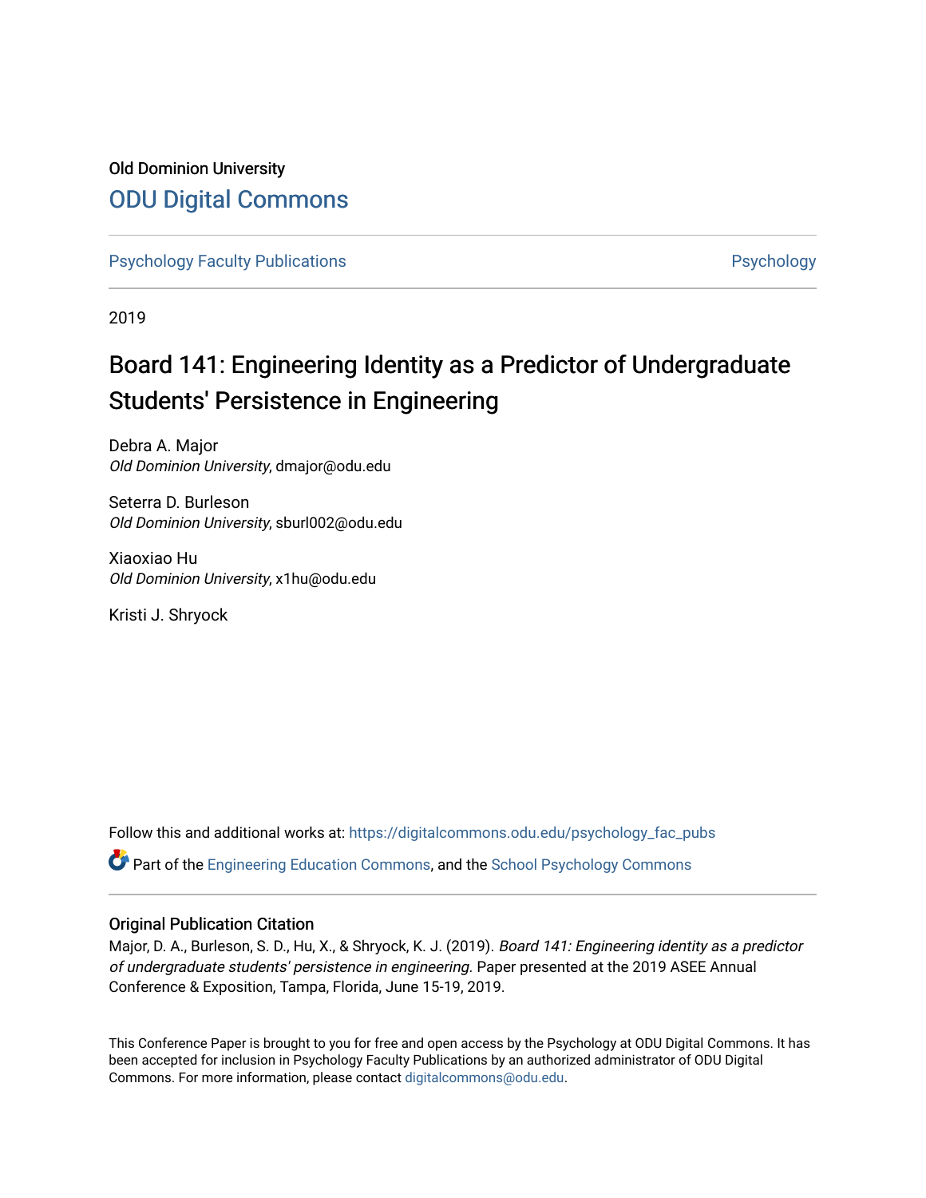Old Dominion University

# ODU Digital Commons

Psychology Faculty Publications | Psychology

2019

# Board 141: Engineering Identity as a Predictor of Undergraduate Students' Persistence in Engineering

Debra A. Major
*Old Dominion University*, dmajor@odu.edu

Seterra D. Burleson
*Old Dominion University*, sburl002@odu.edu

Xiaoxiao Hu
*Old Dominion University*, x1hu@odu.edu

Kristi J. Shryock

Follow this and additional works at: https://digitalcommons.odu.edu/psychology_fac_pubs

Part of the Engineering Education Commons, and the School Psychology Commons

## Original Publication Citation

Major, D. A., Burleson, S. D., Hu, X., & Shryock, K. J. (2019). *Board 141: Engineering identity as a predictor of undergraduate students' persistence in engineering.* Paper presented at the 2019 ASEE Annual Conference & Exposition, Tampa, Florida, June 15-19, 2019.

This Conference Paper is brought to you for free and open access by the Psychology at ODU Digital Commons. It has been accepted for inclusion in Psychology Faculty Publications by an authorized administrator of ODU Digital Commons. For more information, please contact digitalcommons@odu.edu.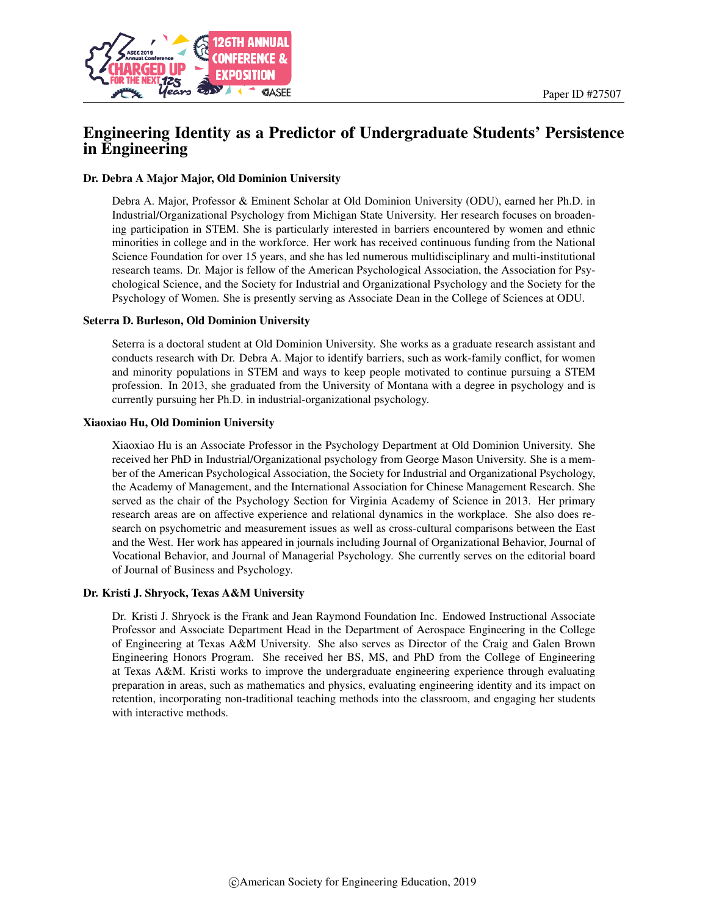# Engineering Identity as a Predictor of Undergraduate Students' Persistence in Engineering

### Dr. Debra A Major Major, Old Dominion University

Debra A. Major, Professor & Eminent Scholar at Old Dominion University (ODU), earned her Ph.D. in Industrial/Organizational Psychology from Michigan State University. Her research focuses on broadening participation in STEM. She is particularly interested in barriers encountered by women and ethnic minorities in college and in the workforce. Her work has received continuous funding from the National Science Foundation for over 15 years, and she has led numerous multidisciplinary and multi-institutional research teams. Dr. Major is fellow of the American Psychological Association, the Association for Psychological Science, and the Society for Industrial and Organizational Psychology and the Society for the Psychology of Women. She is presently serving as Associate Dean in the College of Sciences at ODU.

### Seterra D. Burleson, Old Dominion University

Seterra is a doctoral student at Old Dominion University. She works as a graduate research assistant and conducts research with Dr. Debra A. Major to identify barriers, such as work-family conflict, for women and minority populations in STEM and ways to keep people motivated to continue pursuing a STEM profession. In 2013, she graduated from the University of Montana with a degree in psychology and is currently pursuing her Ph.D. in industrial-organizational psychology.

### Xiaoxiao Hu, Old Dominion University

Xiaoxiao Hu is an Associate Professor in the Psychology Department at Old Dominion University. She received her PhD in Industrial/Organizational psychology from George Mason University. She is a member of the American Psychological Association, the Society for Industrial and Organizational Psychology, the Academy of Management, and the International Association for Chinese Management Research. She served as the chair of the Psychology Section for Virginia Academy of Science in 2013. Her primary research areas are on affective experience and relational dynamics in the workplace. She also does research on psychometric and measurement issues as well as cross-cultural comparisons between the East and the West. Her work has appeared in journals including Journal of Organizational Behavior, Journal of Vocational Behavior, and Journal of Managerial Psychology. She currently serves on the editorial board of Journal of Business and Psychology.

### Dr. Kristi J. Shryock, Texas A&M University

Dr. Kristi J. Shryock is the Frank and Jean Raymond Foundation Inc. Endowed Instructional Associate Professor and Associate Department Head in the Department of Aerospace Engineering in the College of Engineering at Texas A&M University. She also serves as Director of the Craig and Galen Brown Engineering Honors Program. She received her BS, MS, and PhD from the College of Engineering at Texas A&M. Kristi works to improve the undergraduate engineering experience through evaluating preparation in areas, such as mathematics and physics, evaluating engineering identity and its impact on retention, incorporating non-traditional teaching methods into the classroom, and engaging her students with interactive methods.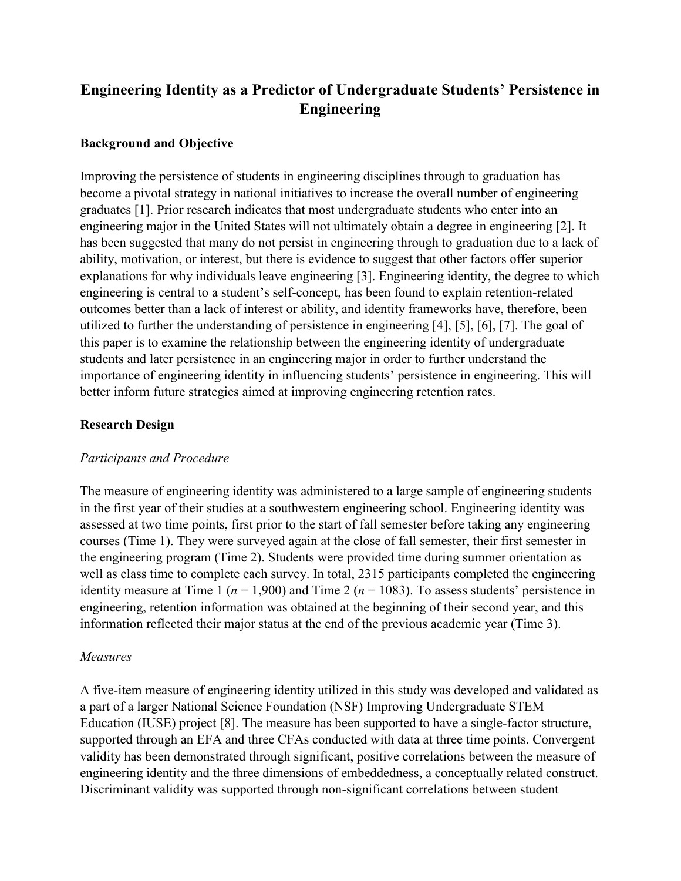# Engineering Identity as a Predictor of Undergraduate Students' Persistence in Engineering

### Background and Objective

Improving the persistence of students in engineering disciplines through to graduation has become a pivotal strategy in national initiatives to increase the overall number of engineering graduates [1]. Prior research indicates that most undergraduate students who enter into an engineering major in the United States will not ultimately obtain a degree in engineering [2]. It has been suggested that many do not persist in engineering through to graduation due to a lack of ability, motivation, or interest, but there is evidence to suggest that other factors offer superior explanations for why individuals leave engineering [3]. Engineering identity, the degree to which engineering is central to a student's self-concept, has been found to explain retention-related outcomes better than a lack of interest or ability, and identity frameworks have, therefore, been utilized to further the understanding of persistence in engineering [4], [5], [6], [7]. The goal of this paper is to examine the relationship between the engineering identity of undergraduate students and later persistence in an engineering major in order to further understand the importance of engineering identity in influencing students' persistence in engineering. This will better inform future strategies aimed at improving engineering retention rates.

### Research Design

*Participants and Procedure*

The measure of engineering identity was administered to a large sample of engineering students in the first year of their studies at a southwestern engineering school. Engineering identity was assessed at two time points, first prior to the start of fall semester before taking any engineering courses (Time 1). They were surveyed again at the close of fall semester, their first semester in the engineering program (Time 2). Students were provided time during summer orientation as well as class time to complete each survey. In total, 2315 participants completed the engineering identity measure at Time 1 ($n$ = 1,900) and Time 2 ($n$ = 1083). To assess students' persistence in engineering, retention information was obtained at the beginning of their second year, and this information reflected their major status at the end of the previous academic year (Time 3).

*Measures*

A five-item measure of engineering identity utilized in this study was developed and validated as a part of a larger National Science Foundation (NSF) Improving Undergraduate STEM Education (IUSE) project [8]. The measure has been supported to have a single-factor structure, supported through an EFA and three CFAs conducted with data at three time points. Convergent validity has been demonstrated through significant, positive correlations between the measure of engineering identity and the three dimensions of embeddedness, a conceptually related construct. Discriminant validity was supported through non-significant correlations between student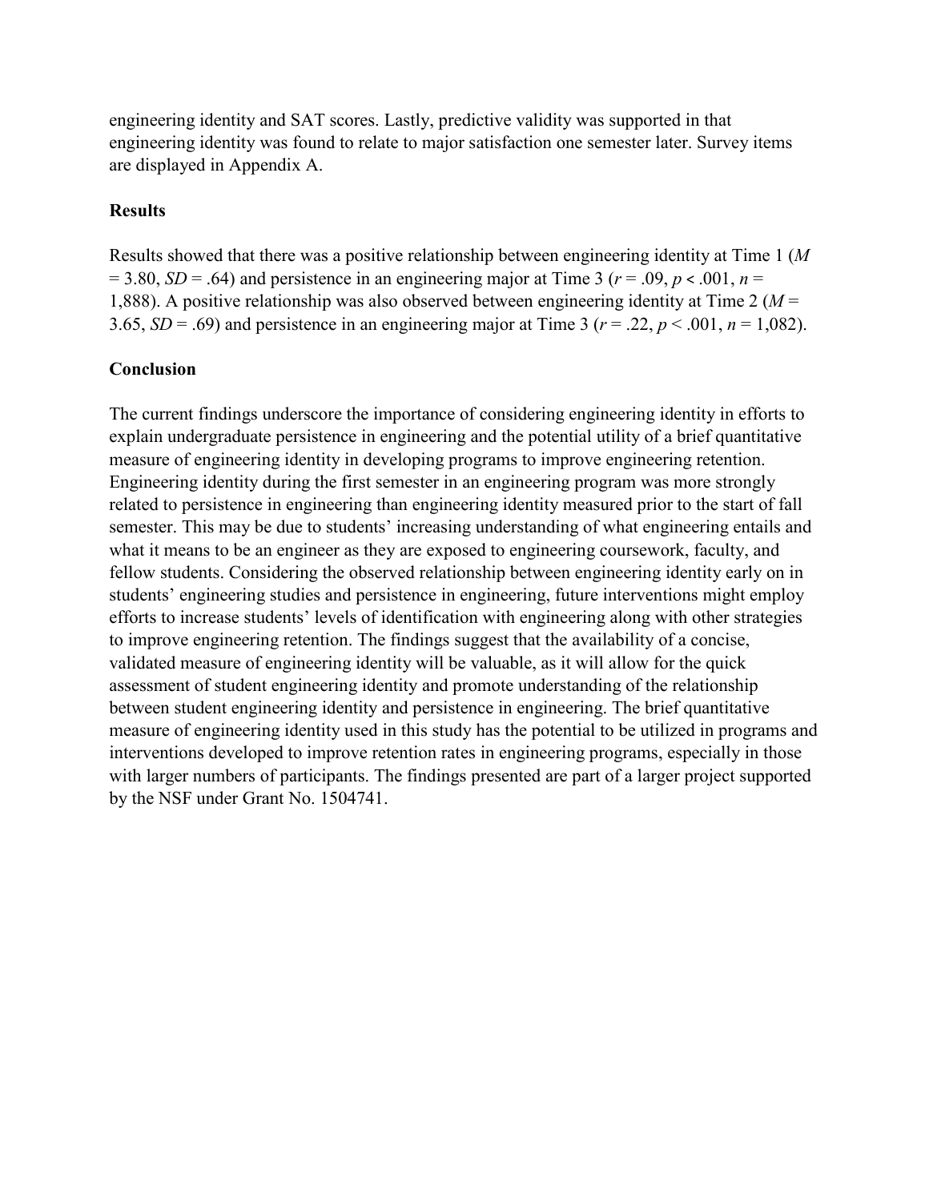engineering identity and SAT scores. Lastly, predictive validity was supported in that engineering identity was found to relate to major satisfaction one semester later. Survey items are displayed in Appendix A.

## Results

Results showed that there was a positive relationship between engineering identity at Time 1 ($M = 3.80$, $SD = .64$) and persistence in an engineering major at Time 3 ($r = .09$, $p < .001$, $n = 1{,}888$). A positive relationship was also observed between engineering identity at Time 2 ($M = 3.65$, $SD = .69$) and persistence in an engineering major at Time 3 ($r = .22$, $p < .001$, $n = 1{,}082$).

## Conclusion

The current findings underscore the importance of considering engineering identity in efforts to explain undergraduate persistence in engineering and the potential utility of a brief quantitative measure of engineering identity in developing programs to improve engineering retention. Engineering identity during the first semester in an engineering program was more strongly related to persistence in engineering than engineering identity measured prior to the start of fall semester. This may be due to students' increasing understanding of what engineering entails and what it means to be an engineer as they are exposed to engineering coursework, faculty, and fellow students. Considering the observed relationship between engineering identity early on in students' engineering studies and persistence in engineering, future interventions might employ efforts to increase students' levels of identification with engineering along with other strategies to improve engineering retention. The findings suggest that the availability of a concise, validated measure of engineering identity will be valuable, as it will allow for the quick assessment of student engineering identity and promote understanding of the relationship between student engineering identity and persistence in engineering. The brief quantitative measure of engineering identity used in this study has the potential to be utilized in programs and interventions developed to improve retention rates in engineering programs, especially in those with larger numbers of participants. The findings presented are part of a larger project supported by the NSF under Grant No. 1504741.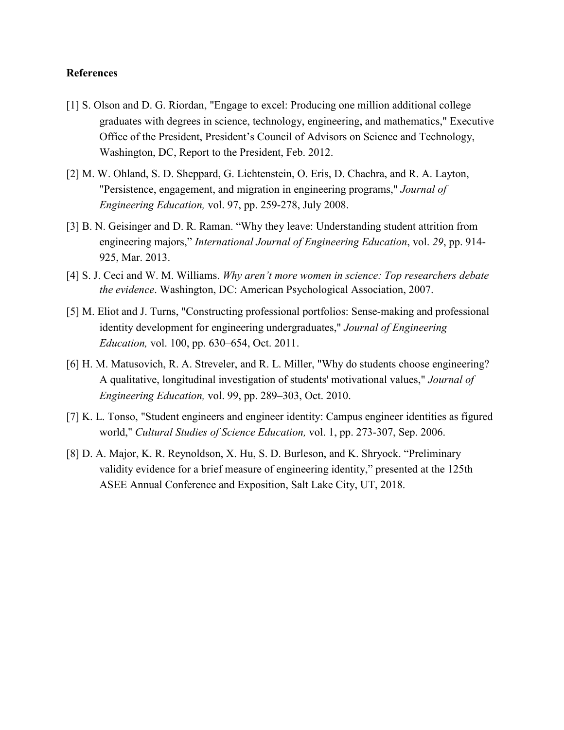**References**

[1] S. Olson and D. G. Riordan, "Engage to excel: Producing one million additional college graduates with degrees in science, technology, engineering, and mathematics," Executive Office of the President, President's Council of Advisors on Science and Technology, Washington, DC, Report to the President, Feb. 2012.

[2] M. W. Ohland, S. D. Sheppard, G. Lichtenstein, O. Eris, D. Chachra, and R. A. Layton, "Persistence, engagement, and migration in engineering programs," *Journal of Engineering Education,* vol. 97, pp. 259-278, July 2008.

[3] B. N. Geisinger and D. R. Raman. "Why they leave: Understanding student attrition from engineering majors," *International Journal of Engineering Education*, vol. *29*, pp. 914-925, Mar. 2013.

[4] S. J. Ceci and W. M. Williams. *Why aren't more women in science: Top researchers debate the evidence*. Washington, DC: American Psychological Association, 2007.

[5] M. Eliot and J. Turns, "Constructing professional portfolios: Sense-making and professional identity development for engineering undergraduates," *Journal of Engineering Education,* vol. 100, pp. 630–654, Oct. 2011.

[6] H. M. Matusovich, R. A. Streveler, and R. L. Miller, "Why do students choose engineering? A qualitative, longitudinal investigation of students' motivational values," *Journal of Engineering Education,* vol. 99, pp. 289–303, Oct. 2010.

[7] K. L. Tonso, "Student engineers and engineer identity: Campus engineer identities as figured world," *Cultural Studies of Science Education,* vol. 1, pp. 273-307, Sep. 2006.

[8] D. A. Major, K. R. Reynoldson, X. Hu, S. D. Burleson, and K. Shryock. "Preliminary validity evidence for a brief measure of engineering identity," presented at the 125th ASEE Annual Conference and Exposition, Salt Lake City, UT, 2018.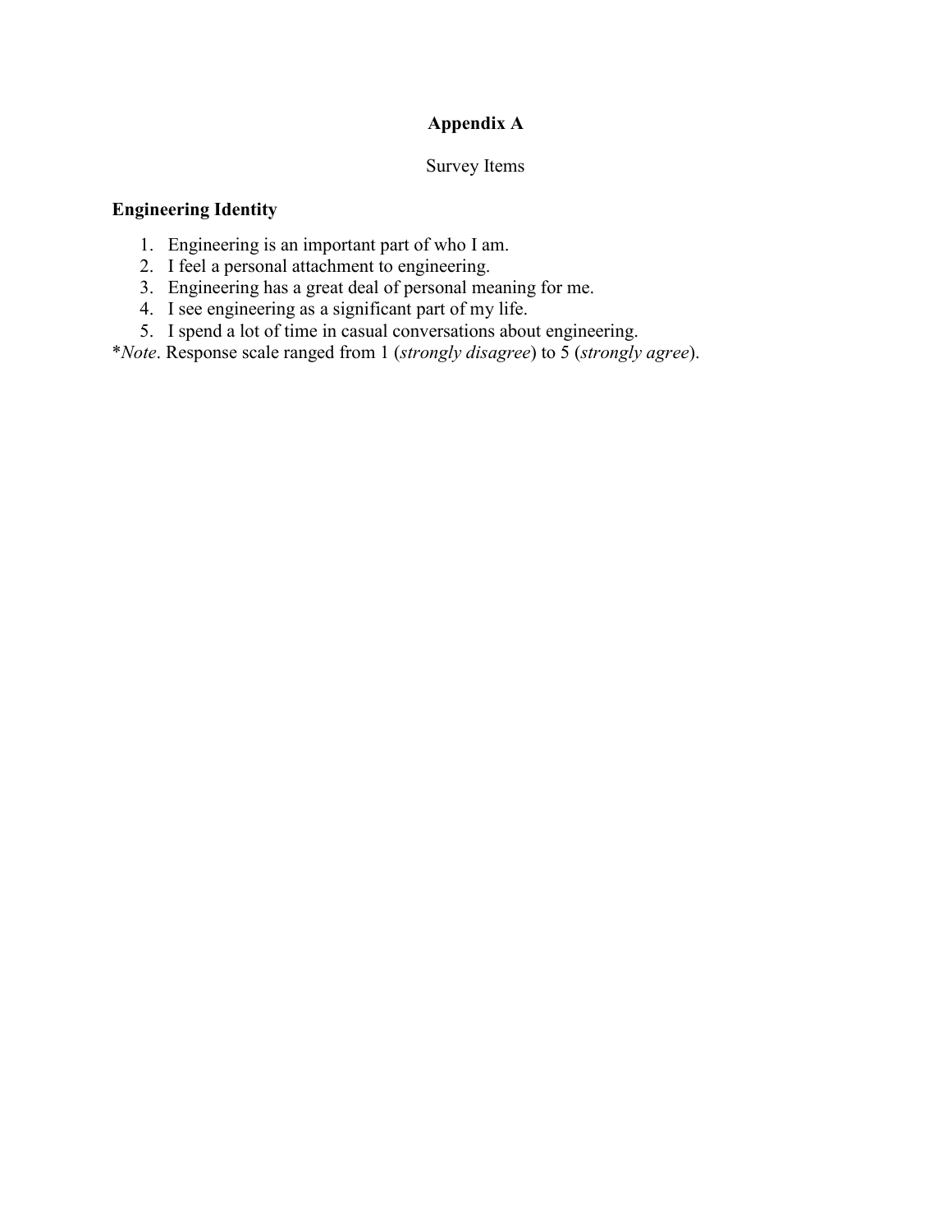# Appendix A

Survey Items

**Engineering Identity**

1. Engineering is an important part of who I am.
2. I feel a personal attachment to engineering.
3. Engineering has a great deal of personal meaning for me.
4. I see engineering as a significant part of my life.
5. I spend a lot of time in casual conversations about engineering.

**Note*. Response scale ranged from 1 (*strongly disagree*) to 5 (*strongly agree*).